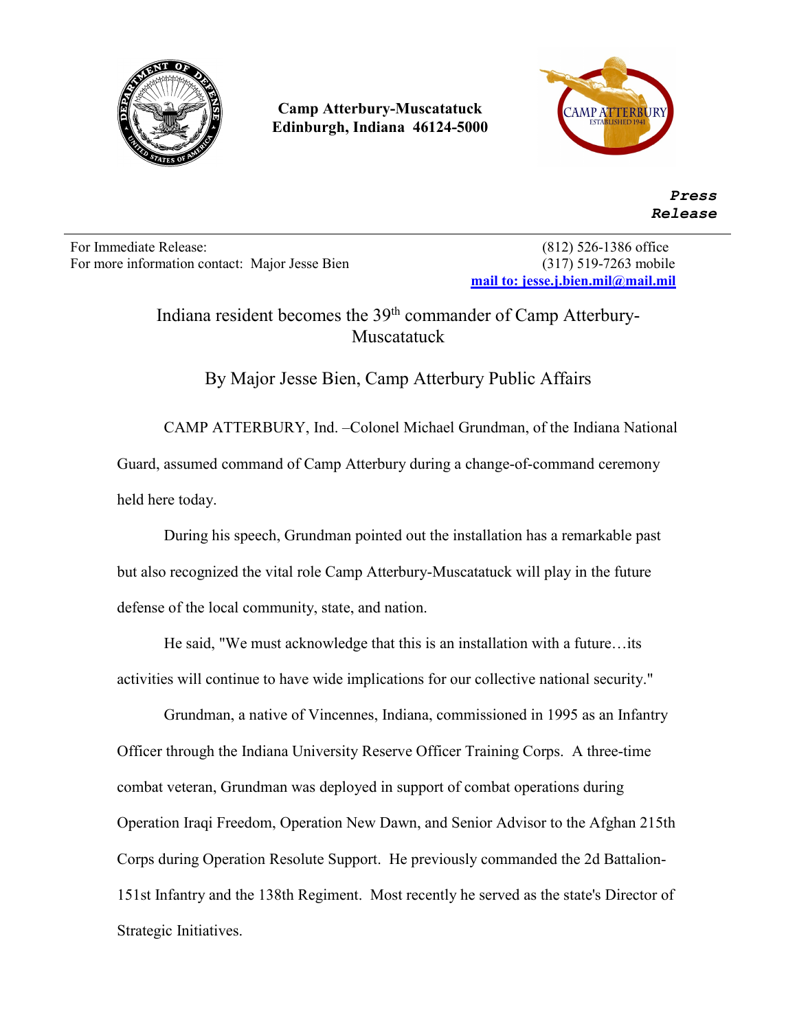**Camp Atterbury-Muscatatuck**
**Edinburgh, Indiana 46124-5000**

***Press Release***

---

For Immediate Release:
For more information contact: Major Jesse Bien

(812) 526-1386 office
(317) 519-7263 mobile
[mail to: jesse.j.bien.mil@mail.mil](mailto:jesse.j.bien.mil@mail.mil)

# Indiana resident becomes the 39th commander of Camp Atterbury-Muscatatuck

## By Major Jesse Bien, Camp Atterbury Public Affairs

CAMP ATTERBURY, Ind. –Colonel Michael Grundman, of the Indiana National Guard, assumed command of Camp Atterbury during a change-of-command ceremony held here today.

During his speech, Grundman pointed out the installation has a remarkable past but also recognized the vital role Camp Atterbury-Muscatatuck will play in the future defense of the local community, state, and nation.

He said, "We must acknowledge that this is an installation with a future…its activities will continue to have wide implications for our collective national security."

Grundman, a native of Vincennes, Indiana, commissioned in 1995 as an Infantry Officer through the Indiana University Reserve Officer Training Corps. A three-time combat veteran, Grundman was deployed in support of combat operations during Operation Iraqi Freedom, Operation New Dawn, and Senior Advisor to the Afghan 215th Corps during Operation Resolute Support. He previously commanded the 2d Battalion-151st Infantry and the 138th Regiment. Most recently he served as the state's Director of Strategic Initiatives.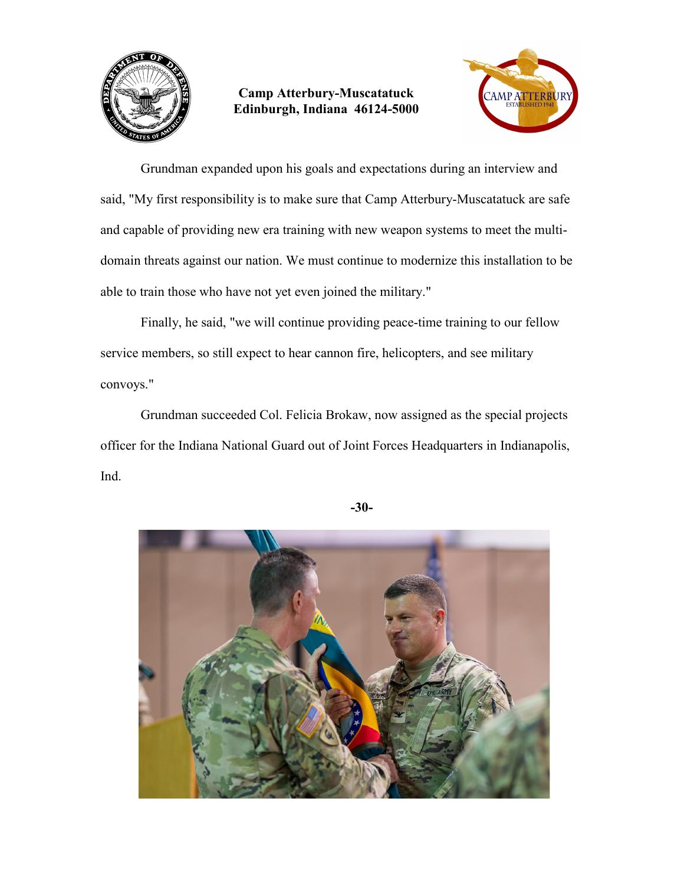Grundman expanded upon his goals and expectations during an interview and said, "My first responsibility is to make sure that Camp Atterbury-Muscatatuck are safe and capable of providing new era training with new weapon systems to meet the multi-domain threats against our nation. We must continue to modernize this installation to be able to train those who have not yet even joined the military."

Finally, he said, "we will continue providing peace-time training to our fellow service members, so still expect to hear cannon fire, helicopters, and see military convoys."

Grundman succeeded Col. Felicia Brokaw, now assigned as the special projects officer for the Indiana National Guard out of Joint Forces Headquarters in Indianapolis, Ind.

**-30-**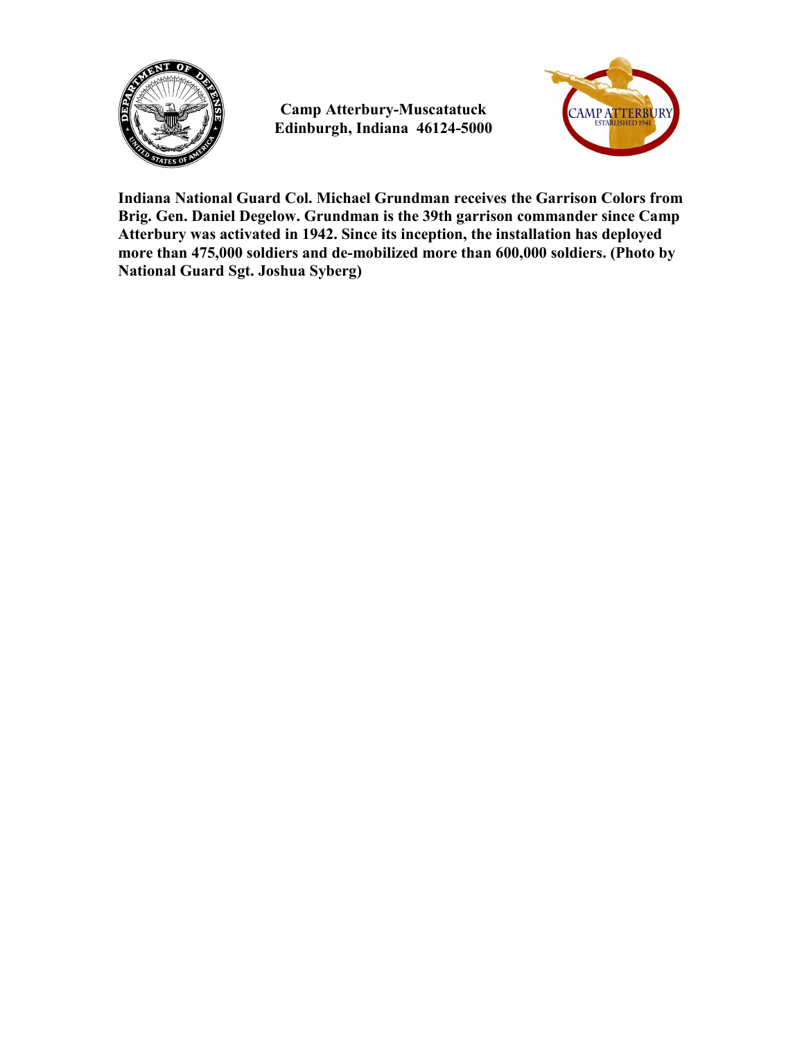**Camp Atterbury-Muscatatuck**
**Edinburgh, Indiana 46124-5000**

**Indiana National Guard Col. Michael Grundman receives the Garrison Colors from Brig. Gen. Daniel Degelow. Grundman is the 39th garrison commander since Camp Atterbury was activated in 1942. Since its inception, the installation has deployed more than 475,000 soldiers and de-mobilized more than 600,000 soldiers. (Photo by National Guard Sgt. Joshua Syberg)**